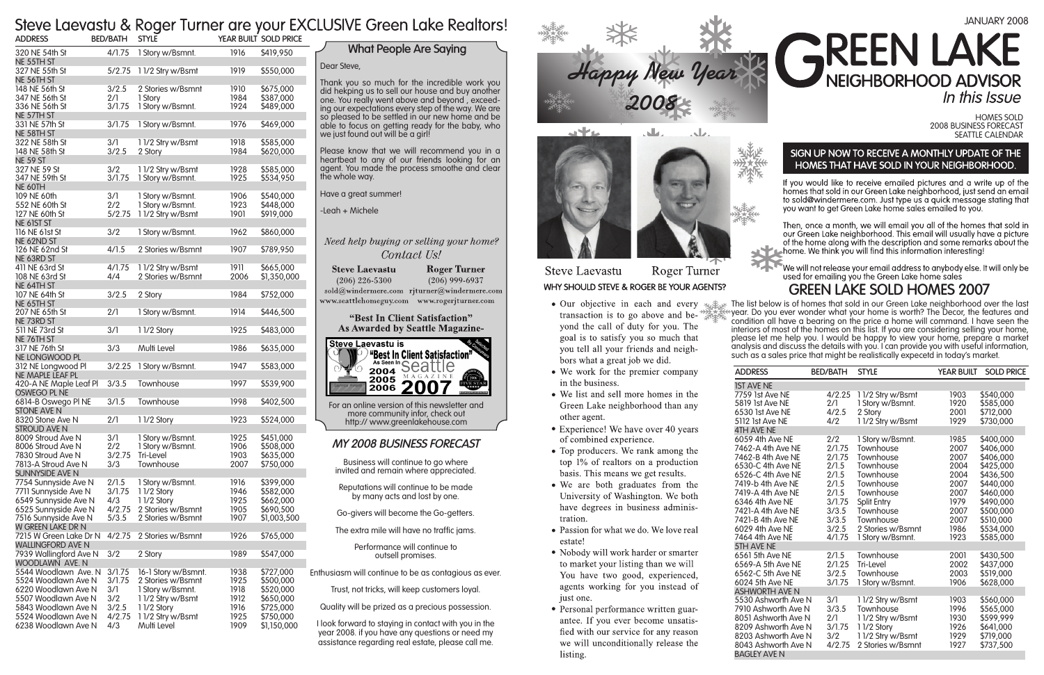# Steve Laevastu & Roger Turner are your EXCLUSIVE Green Lake Realtors!

| ADDRESS | BED/BATH | STYLE | YEAR BUILT | SOLD PRICE |
|---|---|---|---|---|
| 320 NE 54th St | 4/1.75 | 1 Story w/Bsmt. | 1916 | $419,950 |
| NE 55TH ST | | | | |
| 327 NE 55th St | 5/2.75 | 1 1/2 Stry w/Bsmt | 1919 | $550,000 |
| NE 56TH ST | | | | |
| 148 NE 56th St | 3/2.5 | 2 Stories w/Bsmnt | 1910 | $675,000 |
| 347 NE 56th St | 2/1 | 1 Story | 1984 | $387,000 |
| 336 NE 56th St | 3/1.75 | 1 Story w/Bsmnt. | 1924 | $489,000 |
| NE 57TH ST | | | | |
| 331 NE 57th St | 3/1.75 | 1 Story w/Bsmnt. | 1976 | $469,000 |
| NE 58TH ST | | | | |
| 322 NE 58th St | 3/1 | 1 1/2 Stry w/Bsmt | 1918 | $585,000 |
| 148 NE 58th St | 3/2.5 | 2 Story | 1984 | $620,000 |
| NE 59 ST | | | | |
| 327 NE 59 St | 3/2 | 1 1/2 Stry w/Bsmt | 1928 | $585,000 |
| 347 NE 59th St | 3/1.75 | 1 Story w/Bsmnt. | 1925 | $534,950 |
| NE 60TH | | | | |
| 109 NE 60th | 3/1 | 1 Story w/Bsmnt. | 1906 | $540,000 |
| 552 NE 60th St | 2/2 | 1 Story w/Bsmnt. | 1923 | $448,000 |
| 127 NE 60th St | 5/2.75 | 1 1/2 Stry w/Bsmt | 1901 | $919,000 |
| NE 61ST ST | | | | |
| 116 NE 61st St | 3/2 | 1 Story w/Bsmnt. | 1962 | $860,000 |
| NE 62ND ST | | | | |
| 126 NE 62nd St | 4/1.5 | 2 Stories w/Bsmnt | 1907 | $789,950 |
| NE 63RD ST | | | | |
| 411 NE 63rd St | 4/1.75 | 1 1/2 Stry w/Bsmt | 1911 | $665,000 |
| 108 NE 63rd St | 4/4 | 2 Stories w/Bsmnt | 2006 | $1,350,000 |
| NE 64TH ST | | | | |
| 107 NE 64th St | 3/2.5 | 2 Story | 1984 | $752,000 |
| NE 65TH ST | | | | |
| 207 NE 65th St | 2/1 | 1 Story w/Bsmnt. | 1914 | $446,500 |
| NE 73RD ST | | | | |
| 511 NE 73rd St | 3/1 | 1 1/2 Story | 1925 | $483,000 |
| NE 76TH ST | | | | |
| 317 NE 76th St | 3/3 | Multi Level | 1986 | $635,000 |
| NE LONGWOOD PL | | | | |
| 312 NE Longwood Pl | 3/2.25 | 1 Story w/Bsmnt. | 1947 | $583,000 |
| NE MAPLE LEAF PL | | | | |
| 420-A NE Maple Leaf Pl | 3/3.5 | Townhouse | 1997 | $539,900 |
| OSWEGO PL NE | | | | |
| 6814-B Oswego Pl NE | 3/1.5 | Townhouse | 1998 | $402,500 |
| STONE AVE N | | | | |
| 8320 Stone Ave N | 2/1 | 1 1/2 Story | 1923 | $524,000 |
| STROUD AVE N | | | | |
| 8009 Stroud Ave N | 3/1 | 1 Story w/Bsmnt. | 1925 | $451,000 |
| 8006 Stroud Ave N | 2/2 | 1 Story w/Bsmnt. | 1906 | $508,000 |
| 7830 Stroud Ave N | 3/2.75 | Tri-Level | 1903 | $635,000 |
| 7813-A Stroud Ave N | 3/3 | Townhouse | 2007 | $750,000 |
| SUNNYSIDE AVE N | | | | |
| 7754 Sunnyside Ave N | 2/1.5 | 1 Story w/Bsmnt. | 1916 | $399,000 |
| 7711 Sunnyside Ave N | 3/1.75 | 1 1/2 Story | 1946 | $582,000 |
| 6549 Sunnyside Ave N | 4/3 | 1 1/2 Story | 1925 | $662,000 |
| 6525 Sunnyside Ave N | 4/2.75 | 2 Stories w/Bsmnt | 1905 | $690,500 |
| 7516 Sunnyside Ave N | 5/3.5 | 2 Stories w/Bsmnt | 1907 | $1,003,500 |
| W GREEN LAKE DR N | | | | |
| 7215 W Green Lake Dr N | 4/2.75 | 2 Stories w/Bsmnt | 1926 | $765,000 |
| WALLINGFORD AVE N | | | | |
| 7939 Wallingford Ave N | 3/2 | 2 Story | 1989 | $547,000 |
| WOODLAWN AVE. N | | | | |
| 5544 Woodlawn Ave. N | 3/1.75 | 16-1 Story w/Bsmnt. | 1938 | $727,000 |
| 5524 Woodlawn Ave N | 3/1.75 | 2 Stories w/Bsmnt | 1925 | $500,000 |
| 6220 Woodlawn Ave N | 3/1 | 1 Story w/Bsmnt. | 1918 | $520,000 |
| 5507 Woodlawn Ave N | 3/2 | 1 1/2 Stry w/Bsmt | 1912 | $650,000 |
| 5843 Woodlawn Ave N | 3/2.5 | 1 1/2 Story | 1916 | $725,000 |
| 5524 Woodlawn Ave N | 4/2.75 | 1 1/2 Stry w/Bsmt | 1925 | $750,000 |
| 6238 Woodlawn Ave N | 4/3 | Multi Level | 1909 | $1,150,000 |

## What People Are Saying

Dear Steve,

Thank you so much for the incredible work you did hekping us to sell our house and buy another one. You really went above and beyond , exceeding our expectations every step of the way. We are so pleased to be settled in our new home and be able to focus on getting ready for the baby, who we just found out will be a girl!

Please know that we will recommend you in a heartbeat to any of our friends looking for an agent. You made the process smoothe and clear the whole way.

Have a great summer!

-Leah + Michele

*Need help buying or selling your home? Contact Us!*

| Steve Laevastu | Roger Turner |
|---|---|
| (206) 226-5300 | (206) 999-6937 |
| sold@windermere.com | rjturner@windermere.com |
| www.seattlehomeguy.com | www.rogerjturner.com |

**"Best In Client Satisfaction" As Awarded by Seattle Magazine-**

Steve Laevastu is "Best In Client Satisfaction" As Seen In Seattle Magazine 2004 2005 2006 2007

For an online version of this newsletter and more community infor, check out http:// www.greenlakehouse.com

## MY 2008 BUSINESS FORECAST

Business will continue to go where invited and remain where appreciated.

Reputations will continue to be made by many acts and lost by one.

Go-givers will become the Go-getters.

The extra mile will have no traffic jams.

Performance will continue to outsell promises.

Enthusiasm will continue to be as contagious as ever.

Trust, not tricks, will keep customers loyal.

Quality will be prized as a precious possession.

I look forward to staying in contact with you in the year 2008. if you have any questions or need my assistance regarding real estate, please call me.

Happy New Year 2008

Steve Laevastu    Roger Turner

### WHY SHOULD STEVE & ROGER BE YOUR AGENTS?

- Our objective in each and every transaction is to go above and beyond the call of duty for you. The goal is to satisfy you so much that you tell all your friends and neighbors what a great job we did.
- We work for the premier company in the business.
- We list and sell more homes in the Green Lake neighborhood than any other agent.
- Experience! We have over 40 years of combined experience.
- Top producers. We rank among the top 1% of realtors on a production basis. This means we get results.
- We are both graduates from the University of Washington. We both have degrees in business administration.
- Passion for what we do. We love real estate!
- Nobody will work harder or smarter to market your listing than we will You have two good, experienced, agents working for you instead of just one.
- Personal performance written guarantee. If you ever become unsatisfied with our service for any reason we will unconditionally release the listing.

JANUARY 2008

# GREEN LAKE NEIGHBORHOOD ADVISOR

*In this Issue*

HOMES SOLD
2008 BUSINESS FORECAST
SEATTLE CALENDAR

### SIGN UP NOW TO RECEIVE A MONTHLY UPDATE OF THE HOMES THAT HAVE SOLD IN YOUR NEIGHBORHOOD.

If you would like to receive emailed pictures and a write up of the homes that sold in our Green Lake neighborhood, just send an email to sold@windermere.com. Just type us a quick message stating that you want to get Green Lake home sales emailed to you.

Then, once a month, we will email you all of the homes that sold in our Green Lake neighborhood. This email will usually have a picture of the home along with the description and some remarks about the home. We think you will find this information interesting!

We will not release your email address to anybody else. It will only be used for emailing you the Green Lake home sales

## GREEN LAKE SOLD HOMES 2007

The list below is of homes that sold in our Green Lake neighborhood over the last year. Do you ever wonder what your home is worth? The Decor, the features and condition all have a bearing on the price a home will command. I have seen the interiors of most of the homes on this list. If you are considering selling your home, please let me help you. I would be happy to view your home, prepare a market analysis and discuss the details with you. I can provide you with useful information, such as a sales price that might be realistically expecetd in today's market.

| ADDRESS | BED/BATH | STYLE | YEAR BUILT | SOLD PRICE |
|---|---|---|---|---|
| 1ST AVE NE | | | | |
| 7759 1st Ave NE | 4/2.25 | 1 1/2 Stry w/Bsmt | 1903 | $540,000 |
| 5819 1st Ave NE | 2/1 | 1 Story w/Bsmnt. | 1920 | $585,000 |
| 6530 1st Ave NE | 4/2.5 | 2 Story | 2001 | $712,000 |
| 5112 1st Ave NE | 4/2 | 1 1/2 Stry w/Bsmt | 1929 | $730,000 |
| 4TH AVE NE | | | | |
| 6059 4th Ave NE | 2/2 | 1 Story w/Bsmnt. | 1985 | $400,000 |
| 7462-A 4th Ave NE | 2/1.75 | Townhouse | 2007 | $406,000 |
| 7462-B 4th Ave NE | 2/1.75 | Townhouse | 2007 | $406,000 |
| 6530-C 4th Ave NE | 2/1.5 | Townhouse | 2004 | $425,000 |
| 6526-C 4th Ave NE | 2/1.5 | Townhouse | 2004 | $436,500 |
| 7419-b 4th Ave NE | 2/1.5 | Townhouse | 2007 | $440,000 |
| 7419-A 4th Ave NE | 2/1.5 | Townhouse | 2007 | $460,000 |
| 6346 4th Ave NE | 3/1.75 | Split Entry | 1979 | $490,000 |
| 7421-A 4th Ave NE | 3/3.5 | Townhouse | 2007 | $500,000 |
| 7421-B 4th Ave NE | 3/3.5 | Townhouse | 2007 | $510,000 |
| 6029 4th Ave NE | 3/2.5 | 2 Stories w/Bsmnt | 1986 | $534,000 |
| 7464 4th Ave NE | 4/1.75 | 1 Story w/Bsmnt. | 1923 | $585,000 |
| 5TH AVE NE | | | | |
| 6561 5th Ave NE | 2/1.5 | Townhouse | 2001 | $430,500 |
| 6569-A 5th Ave NE | 2/1.25 | Tri-Level | 2002 | $437,000 |
| 6562-C 5th Ave NE | 3/2.5 | Townhouse | 2003 | $519,000 |
| 6024 5th Ave NE | 3/1.75 | 1 Story w/Bsmnt. | 1906 | $628,000 |
| ASHWORTH AVE N | | | | |
| 5530 Ashworth Ave N | 3/1 | 1 1/2 Stry w/Bsmt | 1903 | $560,000 |
| 7910 Ashworth Ave N | 3/3.5 | Townhouse | 1996 | $565,000 |
| 8051 Ashworth Ave N | 2/1 | 1 1/2 Stry w/Bsmt | 1930 | $599,999 |
| 8209 Ashworth Ave N | 3/1.75 | 1 1/2 Story | 1926 | $641,000 |
| 8203 Ashworth Ave N | 3/2 | 1 1/2 Stry w/Bsmt | 1929 | $719,000 |
| 8043 Ashworth Ave N | 4/2.75 | 2 Stories w/Bsmnt | 1927 | $737,500 |
| BAGLEY AVE N | | | | |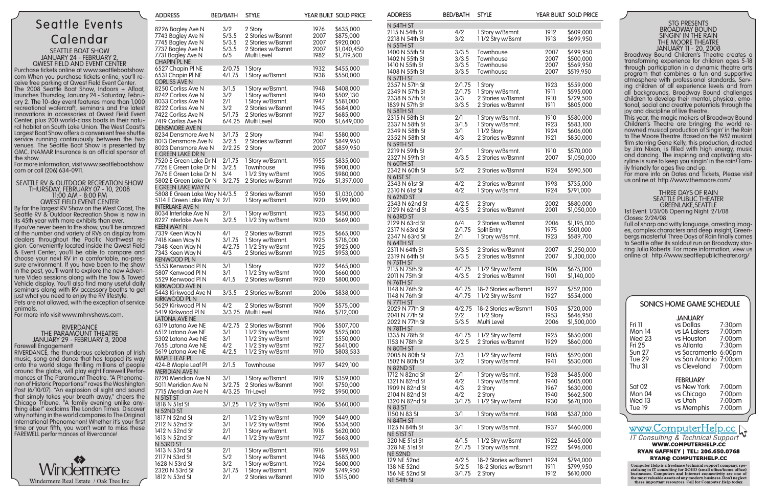# Seattle Events Calendar

## SEATTLE BOAT SHOW
JANUARY 24 - FEBRUARY 2,
QWEST FIELD AND EVENT CENTER

Purchase tickets online at www.seattleboatshow.com When you purchase tickets online, you'll receive free parking at Qwest Field Event Center. The 2008 Seattle Boat Show, Indoors + Afloat, launches Thursday, January 24 - Saturday, February 2. The 10-day event features more than 1,000 recreational watercraft, seminars and the latest innovations in accessories at Qwest Field Event Center, plus 200 world-class boats in their natural habitat on South Lake Union. The West Coast's Largest Boat Show offers a convenient free shuttle service running continuously between the two venues. The Seattle Boat Show is presented by GMC. INAMAR Insurance is an official sponsor of the show.

For more information, visit www.seattleboatshow.com or call (206) 634-0911.

## SEATTLE RV & OUTDOOR RECREATION SHOW
THURSDAY, FEBRUARY 07 - 10, 2008
11:00 AM - 8:00 PM
QWEST FIELD EVENT CENTER

By far the largest RV Show on the West Coast, The Seattle RV & Outdoor Recreation Show is now in its 45th year with more exhibits than ever.

If you've never been to the show, you'll be amazed at the number and variety of RVs on display from dealers throughout the Pacific Northwest region. Conveniently located inside the Qwest Field & Event Center, you'll be able to compare and choose your next RV in a comfortable, no-pressure environment. If you have been to the show in the past, you'll want to explore the new Adventure Video sessions along with the Tow & Towed Vehicle display. You'll also find many useful daily seminars along with RV accessory booths to get just what you need to enjoy the RV lifestyle.

Pets are not allowed, with the exception of service animals.

For more info visit www.mhrvshows.com.

## RIVERDANCE
THE PARAMOUNT THEATRE
JANUARY 29 - FEBRUARY 3, 2008
Farewell Engagement!

RIVERDANCE, the thunderous celebration of Irish music, song and dance that has tapped its way onto the world stage thrilling millions of people around the globe, will play eight Farewell Performances at The Paramount Theatre. "A Phenomenon of Historic Proportions!" raves the Washington Post (6/10/07). "An explosion of sight and sound that simply takes your breath away," cheers the Chicago Tribune. "A family evening unlike anything else!" exclaims The London Times. Discover why nothing in the world compares to The Original International Phenomenon! Whether it's your first time or your fifth, you won't want to miss these FAREWELL performances of Riverdance!

Windermere
Windermere Real Estate / Oak Tree Inc

| ADDRESS | BED/BATH | STYLE | YEAR BUILT | SOLD PRICE |
|---|---|---|---|---|
| 8226 Bagley Ave N | 3/2 | 2 Story | 1976 | $635,000 |
| 7743 Bagley Ave N | 5/3.5 | 2 Stories w/Bsmnt | 2007 | $875,000 |
| 7745 Bagley Ave N | 5/3.5 | 2 Stories w/Bsmnt | 2007 | $920,000 |
| 7737 Bagley Ave N | 5/3.5 | 2 Stories w/Bsmnt | 2007 | $1,040,450 |
| 7731 Bagley Ave N | 6/5 | Multi Level | 1982 | $1,719,500 |
| CHAPIN PL NE | | | | |
| 6527 Chapin Pl NE | 2/0.75 | 1 Story | 1932 | $455,000 |
| 6531 Chapin Pl NE | 4/1.75 | 1 Story w/Bsmnt. | 1938 | $550,000 |
| CORLISS AVE N | | | | |
| 8250 Corliss Ave N | 3/1.5 | 1 Story w/Bsmnt. | 1948 | $408,000 |
| 8242 Corliss Ave N | 3/2 | 1 Story w/Bsmnt. | 1940 | $502,130 |
| 8033 Corliss Ave N | 2/1 | 1 Story w/Bsmnt. | 1947 | $581,000 |
| 8222 Corliss Ave N | 3/2 | 2 Stories w/Bsmnt | 1945 | $684,000 |
| 7422 Corliss Ave N | 5/1.75 | 2 Stories w/Bsmnt | 1927 | $685,000 |
| 7419 Corliss Ave N | 6/4.25 | Multi Level | 1900 | $1,649,000 |
| DENSMORE AVE N | | | | |
| 8234 Densmore Ave N | 3/1.75 | 2 Story | 1941 | $580,000 |
| 8013 Densmore Ave N | 3/2.5 | 2 Stories w/Bsmnt | 2007 | $849,950 |
| 8023 Densmore Ave N | 2/2.25 | 2 Story | 2007 | $859,950 |
| E GREEN LAKE DR N | | | | |
| 7520 E Green Lake Dr N | 2/1.75 | 1 Story w/Bsmnt. | 1955 | $835,000 |
| 7726 E Green Lake Dr N | 3/2.5 | Townhouse | 1998 | $900,000 |
| 7676 E Green Lake Dr N | 3/4 | 1 1/2 Stry w/Bsmt | 1905 | $980,000 |
| 5802 E Green Lake Dr N | 3/2.75 | 2 Stories w/Bsmnt | 1926 | $1,397,000 |
| E GREEN LAKE WAY N | | | | |
| 5808 E Green Lake Way N | 4/3.5 | 2 Stories w/Bsmnt | 1950 | $1,030,000 |
| 5114 E Green Lake Way N | 2/1 | 1 Story w/Bsmnt. | 1920 | $599,000 |
| INTERLAKE AVE N | | | | |
| 8034 Interlake Ave N | 2/1 | 1 Story w/Bsmnt. | 1923 | $450,000 |
| 8227 Interlake Ave N | 3/2.5 | 1 1/2 Stry w/Bsmt | 1930 | $669,000 |
| KEEN WAY N | | | | |
| 7339 Keen Way N | 4/1 | 2 Stories w/Bsmnt | 1925 | $665,000 |
| 7418 Keen Way N | 3/1.75 | 1 Story w/Bsmnt. | 1925 | $718,000 |
| 7348 Keen Way N | 4/2.75 | 1 1/2 Stry w/Bsmt | 1925 | $925,000 |
| 7343 Keen Way N | 4/3 | 2 Stories w/Bsmnt | 1925 | $953,000 |
| KENWOOD PL N | | | | |
| 5553 Kenwood Pl N | 3/1 | 1 Story | 1922 | $465,000 |
| 5807 Kenwood Pl N | 3/1 | 1 1/2 Stry w/Bsmt | 1900 | $660,000 |
| 5529 Kenwood Pl N | 4/1.5 | 2 Stories w/Bsmnt | 1920 | $800,000 |
| KIRKWOOD AVE N | | | | |
| 5443 Kirkwood Ave N | 3/3.5 | 2 Stories w/Bsmnt | 2006 | $838,000 |
| KIRKWOOD PL N | | | | |
| 5629 Kirkwood Pl N | 4/2 | 2 Stories w/Bsmnt | 1909 | $575,000 |
| 5419 Kirkwood Pl N | 3/3.25 | Multi Level | 1986 | $712,000 |
| LATONA AVE NE | | | | |
| 6319 Latona Ave NE | 4/2.75 | 2 Stories w/Bsmnt | 1906 | $507,700 |
| 6512 Latona Ave NE | 3/1 | 1 1/2 Stry w/Bsmt | 1909 | $525,000 |
| 5302 Latona Ave NE | 3/1 | 1 1/2 Stry w/Bsmt | 1921 | $550,000 |
| 7655 Latona Ave NE | 4/2 | 1 1/2 Stry w/Bsmt | 1927 | $641,000 |
| 5619 Latona Ave NE | 4/2.5 | 1 1/2 Stry w/Bsmt | 1910 | $803,533 |
| MAPLE LEAF PL | | | | |
| 424-B Maple Leaf Pl | 2/1.5 | Townhouse | 1997 | $429,100 |
| MERIDIAN AVE N | | | | |
| 8220 Meridian Ave N | 3/1 | 1 Story w/Bsmnt. | 1919 | $359,000 |
| 5011 Meridian Ave N | 3/2.75 | 2 Stories w/Bsmnt | 1901 | $750,000 |
| 7715 Meridian Ave N | 4/3.25 | Tri-Level | 1992 | $950,000 |
| N 51ST ST | | | | |
| 1818 N 51st St | 3/1.25 | 1 1/2 Stry w/Bsmt | 1906 | $560,000 |
| N 52ND ST | | | | |
| 1817 N 52nd St | 2/1 | 1 1/2 Stry w/Bsmt | 1909 | $449,000 |
| 2112 N 52nd St | 3/1 | 1 1/2 Stry w/Bsmt | 1906 | $534,500 |
| 1412 N 52nd St | 2/1 | 1 Story w/Bsmnt. | 1918 | $620,000 |
| 1613 N 52nd St | 4/1 | 1 1/2 Stry w/Bsmt | 1927 | $663,000 |
| N 53RD ST | | | | |
| 1413 N 53rd St | 2/1 | 1 Story w/Bsmnt. | 1916 | $499,951 |
| 2117 N 53rd St | 5/2 | 1 Story w/Bsmnt. | 1948 | $585,000 |
| 1628 N 53rd St | 3/2 | 1 Story w/Bsmnt. | 1924 | $600,000 |
| 2320 N 53rd St | 3/1.75 | 1 Story w/Bsmnt. | 1909 | $749,950 |
| 1812 N 53rd St | 2/1 | 2 Stories w/Bsmnt | 1910 | $515,000 |

| ADDRESS | BED/BATH | STYLE | YEAR BUILT | SOLD PRICE |
|---|---|---|---|---|
| N 54TH ST | | | | |
| 2115 N 54th St | 4/2 | 1 Story w/Bsmnt. | 1912 | $609,000 |
| 2218 N 54th St | 3/2 | 1 1/2 Stry w/Bsmt | 1913 | $699,950 |
| N 55TH ST | | | | |
| 1400 N 55th St | 3/3.5 | Townhouse | 2007 | $499,950 |
| 1402 N 55th St | 3/3.5 | Townhouse | 2007 | $500,000 |
| 1410 N 55th St | 3/3.5 | Townhouse | 2007 | $569,950 |
| 1408 N 55th St | 3/3.5 | Townhouse | 2007 | $519,950 |
| N 57TH ST | | | | |
| 2357 N 57th St | 2/1.75 | 1 Story | 1923 | $559,000 |
| 2349 N 57th St | 2/1.75 | 1 Story w/Bsmnt. | 1911 | $595,000 |
| 2338 N 57th St | 3/3 | 2 Stories w/Bsmnt | 1910 | $729,500 |
| 1839 N 57th St | 3/3.5 | 2 Stories w/Bsmnt | 1911 | $805,000 |
| N 58TH ST | | | | |
| 2315 N 58th St | 2/1 | 1 Story w/Bsmnt. | 1910 | $580,000 |
| 2337 N 58th St | 3/1.5 | 1 Story w/Bsmnt. | 1923 | $583,100 |
| 2349 N 58th St | 3/1 | 1 1/2 Story | 1924 | $606,000 |
| 2352 N 58th St | 4/3 | 2 Stories w/Bsmnt | 1921 | $850,000 |
| N 59TH ST | | | | |
| 2219 N 59th St | 2/1 | 1 Story w/Bsmnt. | 1910 | $570,000 |
| 2327 N 59th St | 4/3.5 | 2 Stories w/Bsmnt | 2007 | $1,050,000 |
| N 60TH ST | | | | |
| 2342 N 60th St | 5/2 | 2 Stories w/Bsmnt | 1924 | $590,500 |
| N 61ST ST | | | | |
| 2343 N 61st St | 4/2 | 2 Stories w/Bsmnt | 1993 | $735,000 |
| 2310 N 61st St | 4/2 | 1 Story w/Bsmnt. | 1924 | $791,000 |
| N 62ND ST | | | | |
| 2343 N 62nd St | 4/2.5 | 2 Story | 2002 | $880,000 |
| 2129 N 62nd St | 4/3.5 | 2 Stories w/Bsmnt | 2001 | $1,050,000 |
| N 63RD ST | | | | |
| 2129 N 63rd St | 6/4 | 2 Stories w/Bsmnt | 2006 | $1,195,000 |
| 2317 N 63rd St | 2/1.75 | Split Entry | 1975 | $501,000 |
| 2347 N 63rd St | 2/1 | 1 Story w/Bsmnt. | 1923 | $589,700 |
| N 64TH ST | | | | |
| 2311 N 64th St | 5/3.5 | 2 Stories w/Bsmnt | 2007 | $1,250,000 |
| 2319 N 64th St | 5/3.5 | 2 Stories w/Bsmnt | 2007 | $1,300,000 |
| N 75TH ST | | | | |
| 2115 N 75th St | 4/1.75 | 1 1/2 Stry w/Bsmt | 1906 | $675,000 |
| 2011 N 75th St | 4/3.5 | 2 Stories w/Bsmnt | 1901 | $1,140,000 |
| N 76TH ST | | | | |
| 1148 N 76th St | 4/1.75 | 18-2 Stories w/Bsmnt | 1927 | $752,000 |
| 1148 N 76th St | 4/1.75 | 1 1/2 Stry w/Bsmt | 1927 | $554,000 |
| N 77TH ST | | | | |
| 2029 N 77th St | 4/2.75 | 18-2 Stories w/Bsmnt | 1905 | $720,000 |
| 2041 N 77th St | 2/2 | 1 1/2 Story | 1953 | $646,950 |
| 2022 N 77th St | 5/3.5 | Multi Level | 2006 | $1,500,000 |
| N 78TH ST | | | | |
| 1335 N 78th St | 4/1.75 | 1 1/2 Stry w/Bsmt | 1925 | $850,000 |
| 1153 N 78th St | 3/2.5 | 2 Stories w/Bsmnt | 1929 | $860,000 |
| N 80TH ST | | | | |
| 2005 N 80th St | 7/3 | 1 1/2 Stry w/Bsmt | 1905 | $520,000 |
| 1502 N 80th St | 3/2 | 1 Story w/Bsmnt. | 1941 | $530,000 |
| N 82ND ST | | | | |
| 1712 N 82nd St | 2/1 | 1 Story w/Bsmnt. | 1928 | $485,000 |
| 1321 N 82nd St | 4/2 | 1 Story w/Bsmnt. | 1940 | $605,000 |
| 1909 N 82nd St | 4/3 | 2 Story | 1967 | $630,000 |
| 2104 N 82nd St | 4/2 | 2 Story | 1940 | $662,500 |
| 1320 N 82nd St | 3/1.75 | 1 1/2 Stry w/Bsmt | 1930 | $670,000 |
| N 83 ST | | | | |
| 1150 N 83 St | 3/1 | 1 Story w/Bsmnt. | 1908 | $387,000 |
| N 84TH ST | | | | |
| 1125 N 84th St | 3/1 | 1 Story w/Bsmnt. | 1937 | $460,000 |
| NE 51ST ST | | | | |
| 320 NE 51st St | 4/1.5 | 1 1/2 Stry w/Bsmt | 1922 | $465,000 |
| 328 NE 51st St | 2/1.75 | 1 Story w/Bsmnt. | 1922 | $496,000 |
| NE 52ND | | | | |
| 129 NE 52nd | 4/2.5 | 18-2 Stories w/Bsmnt | 1924 | $794,000 |
| 138 NE 52nd | 5/2.5 | 18-2 Stories w/Bsmnt | 1911 | $799,950 |
| 156 NE 52nd St | 3/1.75 | 2 Story | 1912 | $610,000 |
| NE 54th St | | | | |

## STG PRESENTS BROADWAY BOUND SINGIN' IN THE RAIN
THE MOORE THEATRE
JANUARY 11 - 20, 2008

Broadway Bound Children's Theatre creates a transforming experience for children ages 5-18 through participation in a dynamic theatre arts program that combines a fun and supportive atmosphere with professional standards. Serving children of all experience levels and from all backgrounds, Broadway Bound challenges children to develop their mental, physical, emotional, social and creative potentials through the joy and discipline of live theatre.

This year, the magic makers of Broadway Bound Children's Theatre are bringing the world renowned musical production of Singin' in the Rain to The Moore Theatre. Based on the 1952 musical film starring Gene Kelly, this production, directed by Jim Nixon, is filled with high energy, music and dancing. The inspiring and captivating storyline is sure to keep you singin' in the rain! Family friendly for ages five and up.

For more info on Dates and Tickets, Please visit us online at: http://www.themoore.com/

## THREE DAYS OF RAIN
SEATTLE PUBLIC THEATER
GREENLAKE, SEATTLE

1st Event: 1/31/08 Opening Night: 2/1/08
Closes: 2/24/08

Full of sharp and witty language, arresting images, complex characters and deep insight, Greenbergs masterful Three Days of Rain finally comes to Seattle after its soldout run on Broadway starring Julia Roberts. For more information, view us online at: http://www.seattlepublictheater.org/

## SONICS HOME GAME SCHEDULE

**JANUARY**

| | | |
|---|---|---|
| Fri 11 | vs Dallas | 7:30pm |
| Mon 14 | vs LA Lakers | 7:00pm |
| Wed 23 | vs Houston | 7:00pm |
| Fri 25 | vs Atlanta | 7:30pm |
| Sun 27 | vs Sacramento | 6:00pm |
| Tue 29 | vs San Antonio | 7:00pm |
| Thu 31 | vs Cleveland | 7:00pm |

**FEBRUARY**

| | | |
|---|---|---|
| Sat 02 | vs New York | 7:00pm |
| Mon 04 | vs Chicago | 7:00pm |
| Wed 13 | vs Utah | 7:00pm |
| Tue 19 | vs Memphis | 7:00pm |

www.ComputerHelp.cc
*IT Consulting & Technical Support*
**WWW.COMPUTERHELP.CC**
**RYAN GAFFNEY | TEL: 206.650.0768**
**RYAN@ COMPUTERHELP.CC**

Computer Help is a freelance technical support company specializing in IT consulting for SOHO (small office/home office) businesses. Computers and Internet connectivity are one of the most valuable assets of any modern business. Don't neglect these important resources. Call for Computer Help today.